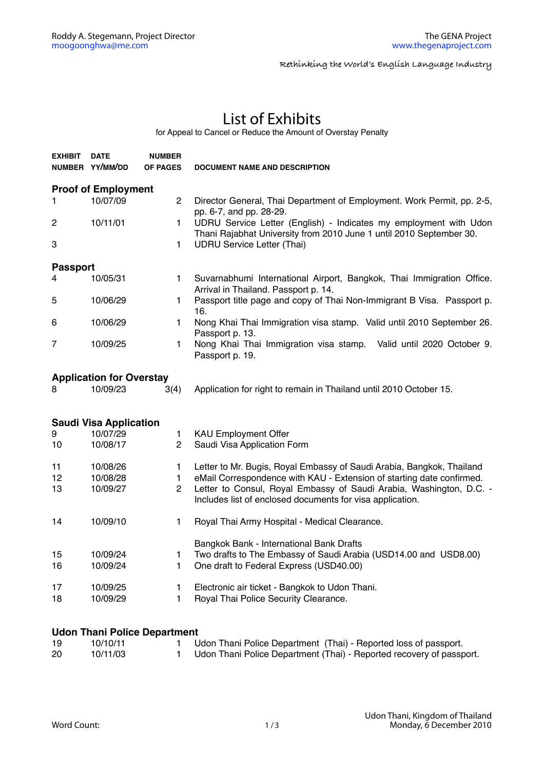Roddy A. Stegemann, Project Director
moogoonghwa@me.com

The GENA Project
www.thegenaproject.com

*Rethinking the World's English Language Industry*

# List of Exhibits

for Appeal to Cancel or Reduce the Amount of Overstay Penalty

| EXHIBIT NUMBER | DATE YY/MM/DD | NUMBER OF PAGES | DOCUMENT NAME AND DESCRIPTION |
|---|---|---|---|
| **Proof of Employment** | | | |
| 1 | 10/07/09 | 2 | Director General, Thai Department of Employment. Work Permit, pp. 2-5, pp. 6-7, and pp. 28-29. |
| 2 | 10/11/01 | 1 | UDRU Service Letter (English) - Indicates my employment with Udon Thani Rajabhat University from 2010 June 1 until 2010 September 30. |
| 3 | | 1 | UDRU Service Letter (Thai) |
| **Passport** | | | |
| 4 | 10/05/31 | 1 | Suvarnabhumi International Airport, Bangkok, Thai Immigration Office. Arrival in Thailand. Passport p. 14. |
| 5 | 10/06/29 | 1 | Passport title page and copy of Thai Non-Immigrant B Visa. Passport p. 16. |
| 6 | 10/06/29 | 1 | Nong Khai Thai Immigration visa stamp. Valid until 2010 September 26. Passport p. 13. |
| 7 | 10/09/25 | 1 | Nong Khai Thai Immigration visa stamp. Valid until 2020 October 9. Passport p. 19. |
| **Application for Overstay** | | | |
| 8 | 10/09/23 | 3(4) | Application for right to remain in Thailand until 2010 October 15. |
| **Saudi Visa Application** | | | |
| 9 | 10/07/29 | 1 | KAU Employment Offer |
| 10 | 10/08/17 | 2 | Saudi Visa Application Form |
| 11 | 10/08/26 | 1 | Letter to Mr. Bugis, Royal Embassy of Saudi Arabia, Bangkok, Thailand |
| 12 | 10/08/28 | 1 | eMail Correspondence with KAU - Extension of starting date confirmed. |
| 13 | 10/09/27 | 2 | Letter to Consul, Royal Embassy of Saudi Arabia, Washington, D.C. - Includes list of enclosed documents for visa application. |
| 14 | 10/09/10 | 1 | Royal Thai Army Hospital - Medical Clearance. |
| | | | Bangkok Bank - International Bank Drafts |
| 15 | 10/09/24 | 1 | Two drafts to The Embassy of Saudi Arabia (USD14.00 and USD8.00) |
| 16 | 10/09/24 | 1 | One draft to Federal Express (USD40.00) |
| 17 | 10/09/25 | 1 | Electronic air ticket - Bangkok to Udon Thani. |
| 18 | 10/09/29 | 1 | Royal Thai Police Security Clearance. |
| **Udon Thani Police Department** | | | |
| 19 | 10/10/11 | 1 | Udon Thani Police Department (Thai) - Reported loss of passport. |
| 20 | 10/11/03 | 1 | Udon Thani Police Department (Thai) - Reported recovery of passport. |

Word Count:

Udon Thani, Kingdom of Thailand
Monday, 6 December 2010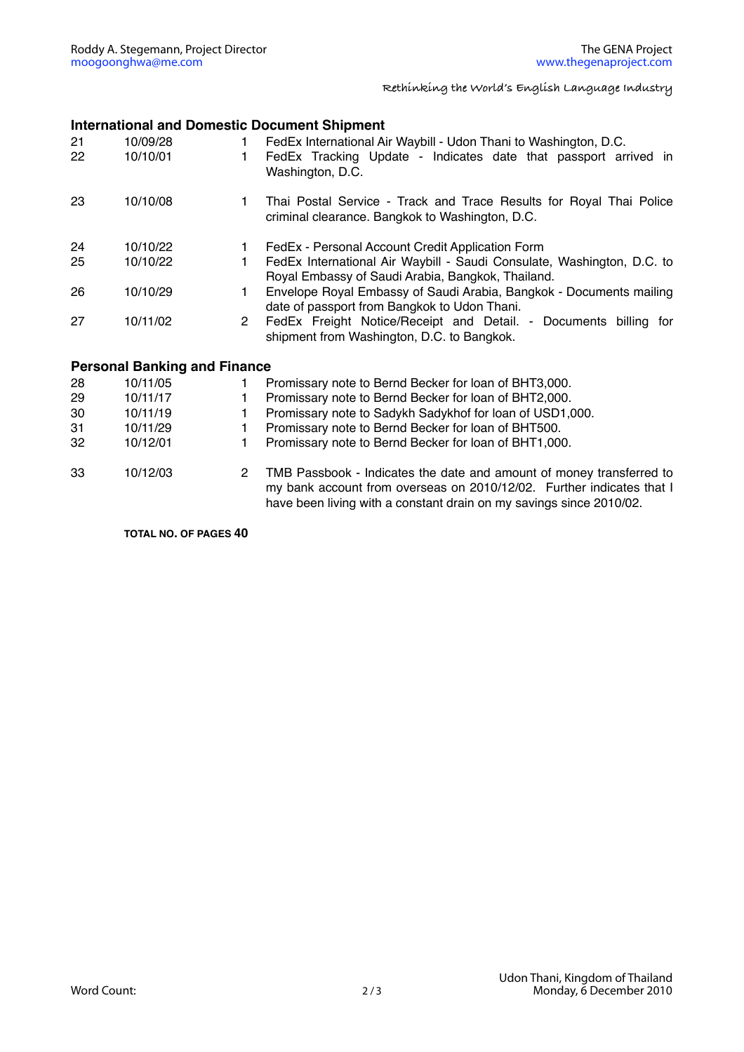### International and Domestic Document Shipment

| | | | |
|---|---|---|---|
| 21 | 10/09/28 | 1 | FedEx International Air Waybill - Udon Thani to Washington, D.C. |
| 22 | 10/10/01 | 1 | FedEx Tracking Update - Indicates date that passport arrived in Washington, D.C. |
| 23 | 10/10/08 | 1 | Thai Postal Service - Track and Trace Results for Royal Thai Police criminal clearance. Bangkok to Washington, D.C. |
| 24 | 10/10/22 | 1 | FedEx - Personal Account Credit Application Form |
| 25 | 10/10/22 | 1 | FedEx International Air Waybill - Saudi Consulate, Washington, D.C. to Royal Embassy of Saudi Arabia, Bangkok, Thailand. |
| 26 | 10/10/29 | 1 | Envelope Royal Embassy of Saudi Arabia, Bangkok - Documents mailing date of passport from Bangkok to Udon Thani. |
| 27 | 10/11/02 | 2 | FedEx Freight Notice/Receipt and Detail. - Documents billing for shipment from Washington, D.C. to Bangkok. |

### Personal Banking and Finance

| | | | |
|---|---|---|---|
| 28 | 10/11/05 | 1 | Promissary note to Bernd Becker for loan of BHT3,000. |
| 29 | 10/11/17 | 1 | Promissary note to Bernd Becker for loan of BHT2,000. |
| 30 | 10/11/19 | 1 | Promissary note to Sadykh Sadykhof for loan of USD1,000. |
| 31 | 10/11/29 | 1 | Promissary note to Bernd Becker for loan of BHT500. |
| 32 | 10/12/01 | 1 | Promissary note to Bernd Becker for loan of BHT1,000. |
| 33 | 10/12/03 | 2 | TMB Passbook - Indicates the date and amount of money transferred to my bank account from overseas on 2010/12/02. Further indicates that I have been living with a constant drain on my savings since 2010/02. |

**TOTAL NO. OF PAGES 40**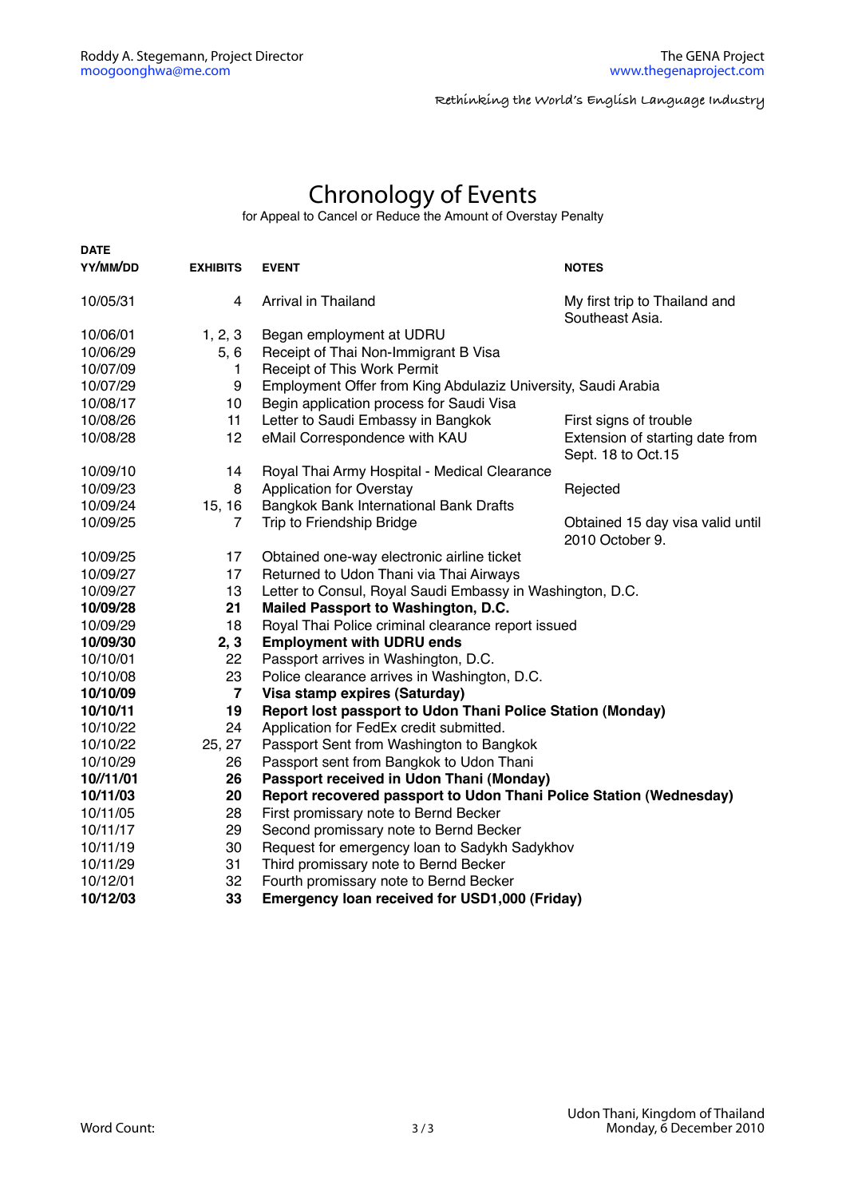Roddy A. Stegemann, Project Director
moogoonghwa@me.com

The GENA Project
www.thegenaproject.com

Rethinking the World's English Language Industry

# Chronology of Events

for Appeal to Cancel or Reduce the Amount of Overstay Penalty

| DATE YY/MM/DD | EXHIBITS | EVENT | NOTES |
|---|---|---|---|
| 10/05/31 | 4 | Arrival in Thailand | My first trip to Thailand and Southeast Asia. |
| 10/06/01 | 1, 2, 3 | Began employment at UDRU | |
| 10/06/29 | 5, 6 | Receipt of Thai Non-Immigrant B Visa | |
| 10/07/09 | 1 | Receipt of This Work Permit | |
| 10/07/29 | 9 | Employment Offer from King Abdulaziz University, Saudi Arabia | |
| 10/08/17 | 10 | Begin application process for Saudi Visa | |
| 10/08/26 | 11 | Letter to Saudi Embassy in Bangkok | First signs of trouble |
| 10/08/28 | 12 | eMail Correspondence with KAU | Extension of starting date from Sept. 18 to Oct.15 |
| 10/09/10 | 14 | Royal Thai Army Hospital - Medical Clearance | |
| 10/09/23 | 8 | Application for Overstay | Rejected |
| 10/09/24 | 15, 16 | Bangkok Bank International Bank Drafts | |
| 10/09/25 | 7 | Trip to Friendship Bridge | Obtained 15 day visa valid until 2010 October 9. |
| 10/09/25 | 17 | Obtained one-way electronic airline ticket | |
| 10/09/27 | 17 | Returned to Udon Thani via Thai Airways | |
| 10/09/27 | 13 | Letter to Consul, Royal Saudi Embassy in Washington, D.C. | |
| **10/09/28** | **21** | **Mailed Passport to Washington, D.C.** | |
| 10/09/29 | 18 | Royal Thai Police criminal clearance report issued | |
| **10/09/30** | **2, 3** | **Employment with UDRU ends** | |
| 10/10/01 | 22 | Passport arrives in Washington, D.C. | |
| 10/10/08 | 23 | Police clearance arrives in Washington, D.C. | |
| **10/10/09** | **7** | **Visa stamp expires (Saturday)** | |
| **10/10/11** | **19** | **Report lost passport to Udon Thani Police Station (Monday)** | |
| 10/10/22 | 24 | Application for FedEx credit submitted. | |
| 10/10/22 | 25, 27 | Passport Sent from Washington to Bangkok | |
| 10/10/29 | 26 | Passport sent from Bangkok to Udon Thani | |
| **10//11/01** | **26** | **Passport received in Udon Thani (Monday)** | |
| **10/11/03** | **20** | **Report recovered passport to Udon Thani Police Station (Wednesday)** | |
| 10/11/05 | 28 | First promissary note to Bernd Becker | |
| 10/11/17 | 29 | Second promissary note to Bernd Becker | |
| 10/11/19 | 30 | Request for emergency loan to Sadykh Sadykhov | |
| 10/11/29 | 31 | Third promissary note to Bernd Becker | |
| 10/12/01 | 32 | Fourth promissary note to Bernd Becker | |
| **10/12/03** | **33** | **Emergency loan received for USD1,000 (Friday)** | |

Word Count:

Udon Thani, Kingdom of Thailand
Monday, 6 December 2010